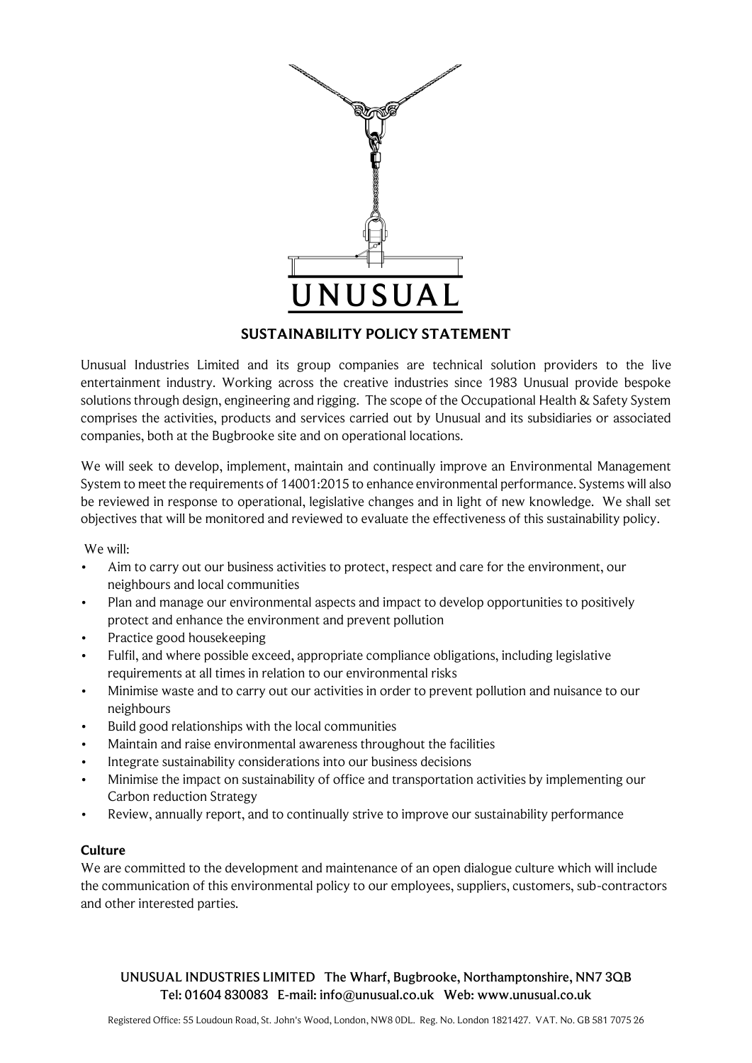# UNUSUAL

## SUSTAINABILITY POLICY STATEMENT

Unusual Industries Limited and its group companies are technical solution providers to the live entertainment industry. Working across the creative industries since 1983 Unusual provide bespoke solutions through design, engineering and rigging. The scope of the Occupational Health & Safety System comprises the activities, products and services carried out by Unusual and its subsidiaries or associated companies, both at the Bugbrooke site and on operational locations.

We will seek to develop, implement, maintain and continually improve an Environmental Management System to meet the requirements of 14001:2015 to enhance environmental performance. Systems will also be reviewed in response to operational, legislative changes and in light of new knowledge. We shall set objectives that will be monitored and reviewed to evaluate the effectiveness of this sustainability policy.

We will:

- Aim to carry out our business activities to protect, respect and care for the environment, our neighbours and local communities
- Plan and manage our environmental aspects and impact to develop opportunities to positively protect and enhance the environment and prevent pollution
- Practice good housekeeping
- Fulfil, and where possible exceed, appropriate compliance obligations, including legislative requirements at all times in relation to our environmental risks
- Minimise waste and to carry out our activities in order to prevent pollution and nuisance to our neighbours
- Build good relationships with the local communities
- Maintain and raise environmental awareness throughout the facilities
- Integrate sustainability considerations into our business decisions
- Minimise the impact on sustainability of office and transportation activities by implementing our Carbon reduction Strategy
- Review, annually report, and to continually strive to improve our sustainability performance

**Culture**

We are committed to the development and maintenance of an open dialogue culture which will include the communication of this environmental policy to our employees, suppliers, customers, sub-contractors and other interested parties.

**UNUSUAL INDUSTRIES LIMITED The Wharf, Bugbrooke, Northamptonshire, NN7 3QB**
**Tel: 01604 830083 E-mail: info@unusual.co.uk Web: www.unusual.co.uk**

Registered Office: 55 Loudoun Road, St. John's Wood, London, NW8 0DL. Reg. No. London 1821427. VAT. No. GB 581 7075 26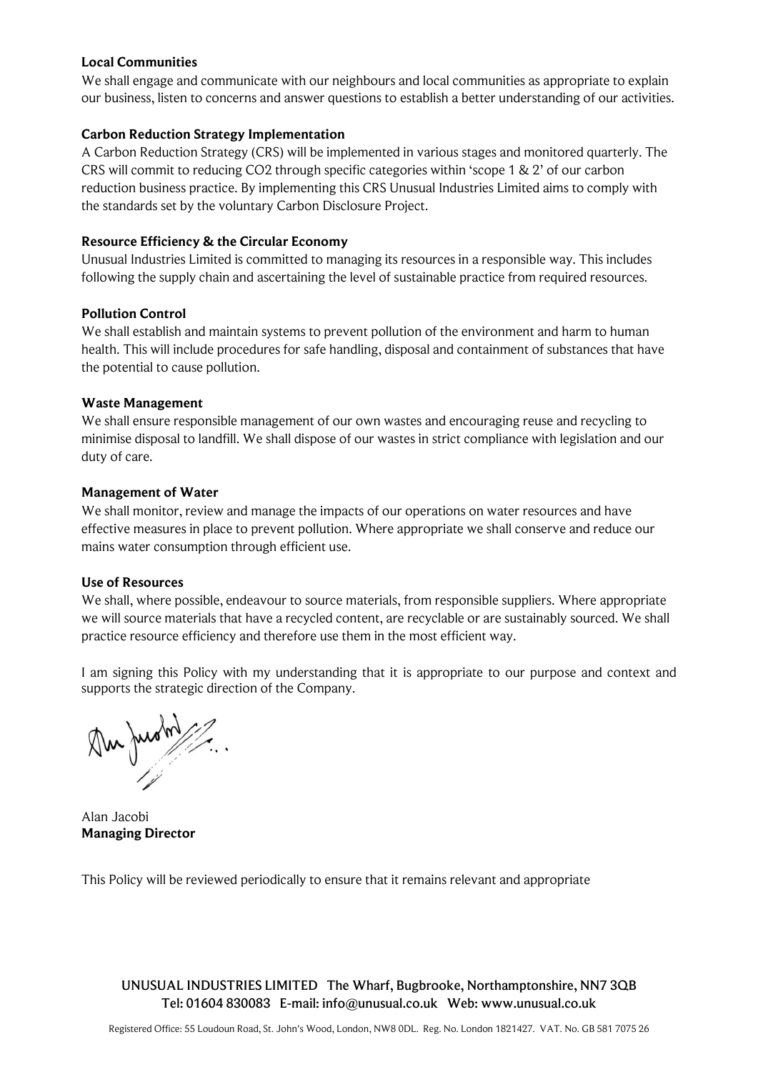### Local Communities

We shall engage and communicate with our neighbours and local communities as appropriate to explain our business, listen to concerns and answer questions to establish a better understanding of our activities.

### Carbon Reduction Strategy Implementation

A Carbon Reduction Strategy (CRS) will be implemented in various stages and monitored quarterly. The CRS will commit to reducing $CO_2$ through specific categories within 'scope 1 & 2' of our carbon reduction business practice. By implementing this CRS Unusual Industries Limited aims to comply with the standards set by the voluntary Carbon Disclosure Project.

### Resource Efficiency & the Circular Economy

Unusual Industries Limited is committed to managing its resources in a responsible way. This includes following the supply chain and ascertaining the level of sustainable practice from required resources.

### Pollution Control

We shall establish and maintain systems to prevent pollution of the environment and harm to human health. This will include procedures for safe handling, disposal and containment of substances that have the potential to cause pollution.

### Waste Management

We shall ensure responsible management of our own wastes and encouraging reuse and recycling to minimise disposal to landfill. We shall dispose of our wastes in strict compliance with legislation and our duty of care.

### Management of Water

We shall monitor, review and manage the impacts of our operations on water resources and have effective measures in place to prevent pollution. Where appropriate we shall conserve and reduce our mains water consumption through efficient use.

### Use of Resources

We shall, where possible, endeavour to source materials, from responsible suppliers. Where appropriate we will source materials that have a recycled content, are recyclable or are sustainably sourced. We shall practice resource efficiency and therefore use them in the most efficient way.

I am signing this Policy with my understanding that it is appropriate to our purpose and context and supports the strategic direction of the Company.

Alan Jacobi
**Managing Director**

This Policy will be reviewed periodically to ensure that it remains relevant and appropriate

**UNUSUAL INDUSTRIES LIMITED The Wharf, Bugbrooke, Northamptonshire, NN7 3QB**
**Tel: 01604 830083 E-mail: info@unusual.co.uk Web: www.unusual.co.uk**

Registered Office: 55 Loudoun Road, St. John's Wood, London, NW8 0DL. Reg. No. London 1821427. VAT. No. GB 581 7075 26